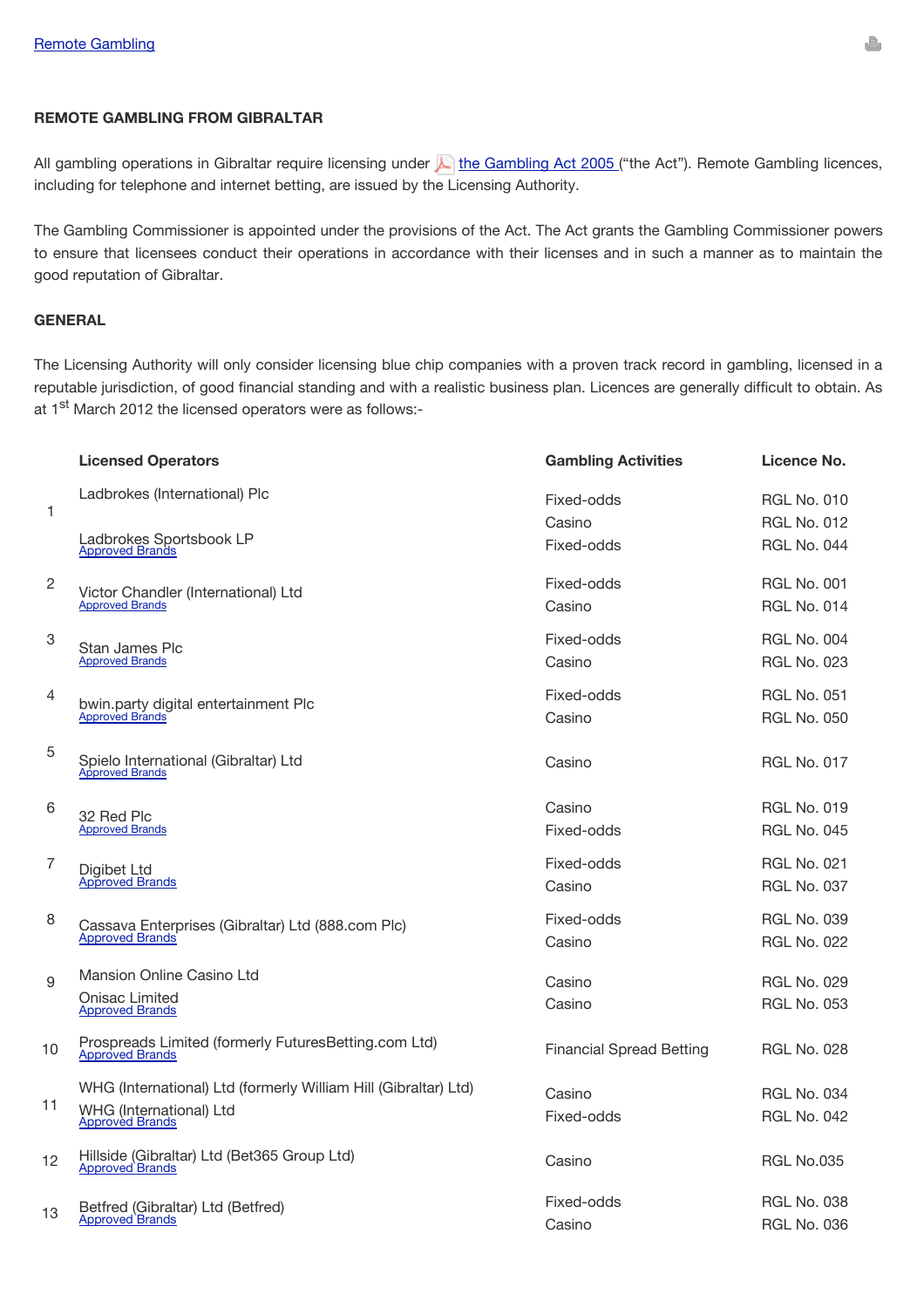[Remote Gambling]

### REMOTE GAMBLING FROM GIBRALTAR

All gambling operations in Gibraltar require licensing under [the Gambling Act 2005] ("the Act"). Remote Gambling licences, including for telephone and internet betting, are issued by the Licensing Authority.

The Gambling Commissioner is appointed under the provisions of the Act. The Act grants the Gambling Commissioner powers to ensure that licensees conduct their operations in accordance with their licenses and in such a manner as to maintain the good reputation of Gibraltar.

### GENERAL

The Licensing Authority will only consider licensing blue chip companies with a proven track record in gambling, licensed in a reputable jurisdiction, of good financial standing and with a realistic business plan. Licences are generally difficult to obtain. As at 1st March 2012 the licensed operators were as follows:-

| | Licensed Operators | Gambling Activities | Licence No. |
|---|---|---|---|
| 1 | Ladbrokes (International) Plc | Fixed-odds | RGL No. 010 |
| | | Casino | RGL No. 012 |
| | Ladbrokes Sportsbook LP<br>Approved Brands | Fixed-odds | RGL No. 044 |
| 2 | Victor Chandler (International) Ltd<br>Approved Brands | Fixed-odds | RGL No. 001 |
| | | Casino | RGL No. 014 |
| 3 | Stan James Plc<br>Approved Brands | Fixed-odds | RGL No. 004 |
| | | Casino | RGL No. 023 |
| 4 | bwin.party digital entertainment Plc<br>Approved Brands | Fixed-odds | RGL No. 051 |
| | | Casino | RGL No. 050 |
| 5 | Spielo International (Gibraltar) Ltd<br>Approved Brands | Casino | RGL No. 017 |
| 6 | 32 Red Plc<br>Approved Brands | Casino | RGL No. 019 |
| | | Fixed-odds | RGL No. 045 |
| 7 | Digibet Ltd<br>Approved Brands | Fixed-odds | RGL No. 021 |
| | | Casino | RGL No. 037 |
| 8 | Cassava Enterprises (Gibraltar) Ltd (888.com Plc)<br>Approved Brands | Fixed-odds | RGL No. 039 |
| | | Casino | RGL No. 022 |
| 9 | Mansion Online Casino Ltd | Casino | RGL No. 029 |
| | Onisac Limited<br>Approved Brands | Casino | RGL No. 053 |
| 10 | Prospreads Limited (formerly FuturesBetting.com Ltd)<br>Approved Brands | Financial Spread Betting | RGL No. 028 |
| 11 | WHG (International) Ltd (formerly William Hill (Gibraltar) Ltd) | Casino | RGL No. 034 |
| | WHG (International) Ltd<br>Approved Brands | Fixed-odds | RGL No. 042 |
| 12 | Hillside (Gibraltar) Ltd (Bet365 Group Ltd)<br>Approved Brands | Casino | RGL No.035 |
| 13 | Betfred (Gibraltar) Ltd (Betfred)<br>Approved Brands | Fixed-odds | RGL No. 038 |
| | | Casino | RGL No. 036 |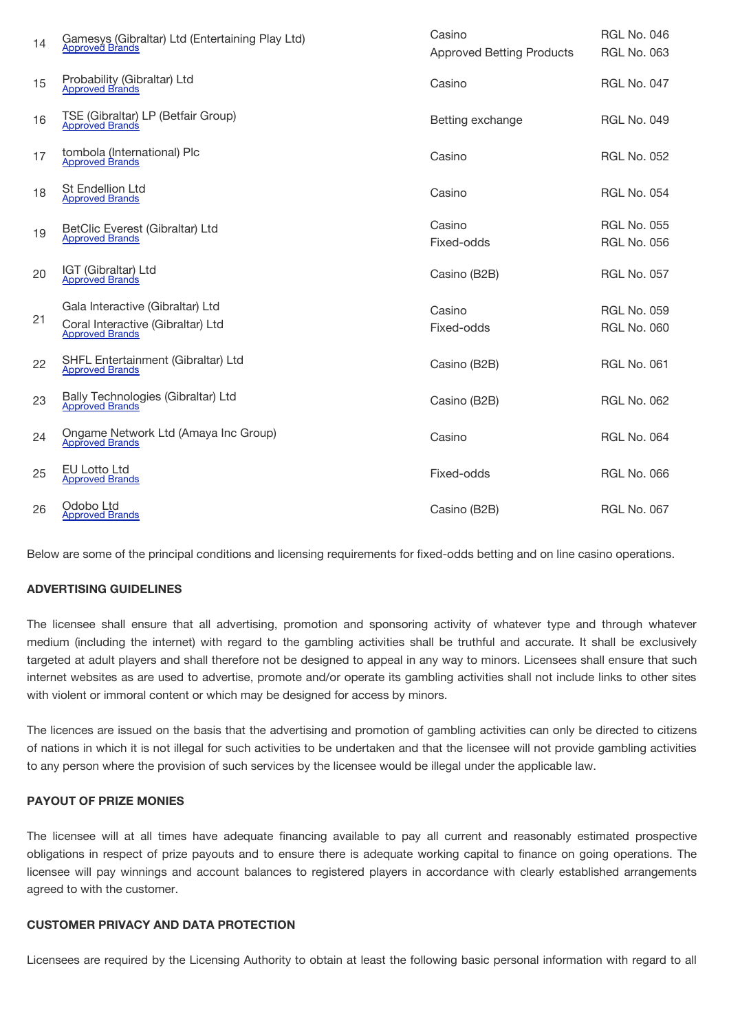| | | | |
|---|---|---|---|
| 14 | Gamesys (Gibraltar) Ltd (Entertaining Play Ltd)<br>Approved Brands | Casino<br>Approved Betting Products | RGL No. 046<br>RGL No. 063 |
| 15 | Probability (Gibraltar) Ltd<br>Approved Brands | Casino | RGL No. 047 |
| 16 | TSE (Gibraltar) LP (Betfair Group)<br>Approved Brands | Betting exchange | RGL No. 049 |
| 17 | tombola (International) Plc<br>Approved Brands | Casino | RGL No. 052 |
| 18 | St Endellion Ltd<br>Approved Brands | Casino | RGL No. 054 |
| 19 | BetClic Everest (Gibraltar) Ltd<br>Approved Brands | Casino<br>Fixed-odds | RGL No. 055<br>RGL No. 056 |
| 20 | IGT (Gibraltar) Ltd<br>Approved Brands | Casino (B2B) | RGL No. 057 |
| 21 | Gala Interactive (Gibraltar) Ltd<br>Coral Interactive (Gibraltar) Ltd<br>Approved Brands | Casino<br>Fixed-odds | RGL No. 059<br>RGL No. 060 |
| 22 | SHFL Entertainment (Gibraltar) Ltd<br>Approved Brands | Casino (B2B) | RGL No. 061 |
| 23 | Bally Technologies (Gibraltar) Ltd<br>Approved Brands | Casino (B2B) | RGL No. 062 |
| 24 | Ongame Network Ltd (Amaya Inc Group)<br>Approved Brands | Casino | RGL No. 064 |
| 25 | EU Lotto Ltd<br>Approved Brands | Fixed-odds | RGL No. 066 |
| 26 | Odobo Ltd<br>Approved Brands | Casino (B2B) | RGL No. 067 |

Below are some of the principal conditions and licensing requirements for fixed-odds betting and on line casino operations.

**ADVERTISING GUIDELINES**

The licensee shall ensure that all advertising, promotion and sponsoring activity of whatever type and through whatever medium (including the internet) with regard to the gambling activities shall be truthful and accurate. It shall be exclusively targeted at adult players and shall therefore not be designed to appeal in any way to minors. Licensees shall ensure that such internet websites as are used to advertise, promote and/or operate its gambling activities shall not include links to other sites with violent or immoral content or which may be designed for access by minors.

The licences are issued on the basis that the advertising and promotion of gambling activities can only be directed to citizens of nations in which it is not illegal for such activities to be undertaken and that the licensee will not provide gambling activities to any person where the provision of such services by the licensee would be illegal under the applicable law.

**PAYOUT OF PRIZE MONIES**

The licensee will at all times have adequate financing available to pay all current and reasonably estimated prospective obligations in respect of prize payouts and to ensure there is adequate working capital to finance on going operations. The licensee will pay winnings and account balances to registered players in accordance with clearly established arrangements agreed to with the customer.

**CUSTOMER PRIVACY AND DATA PROTECTION**

Licensees are required by the Licensing Authority to obtain at least the following basic personal information with regard to all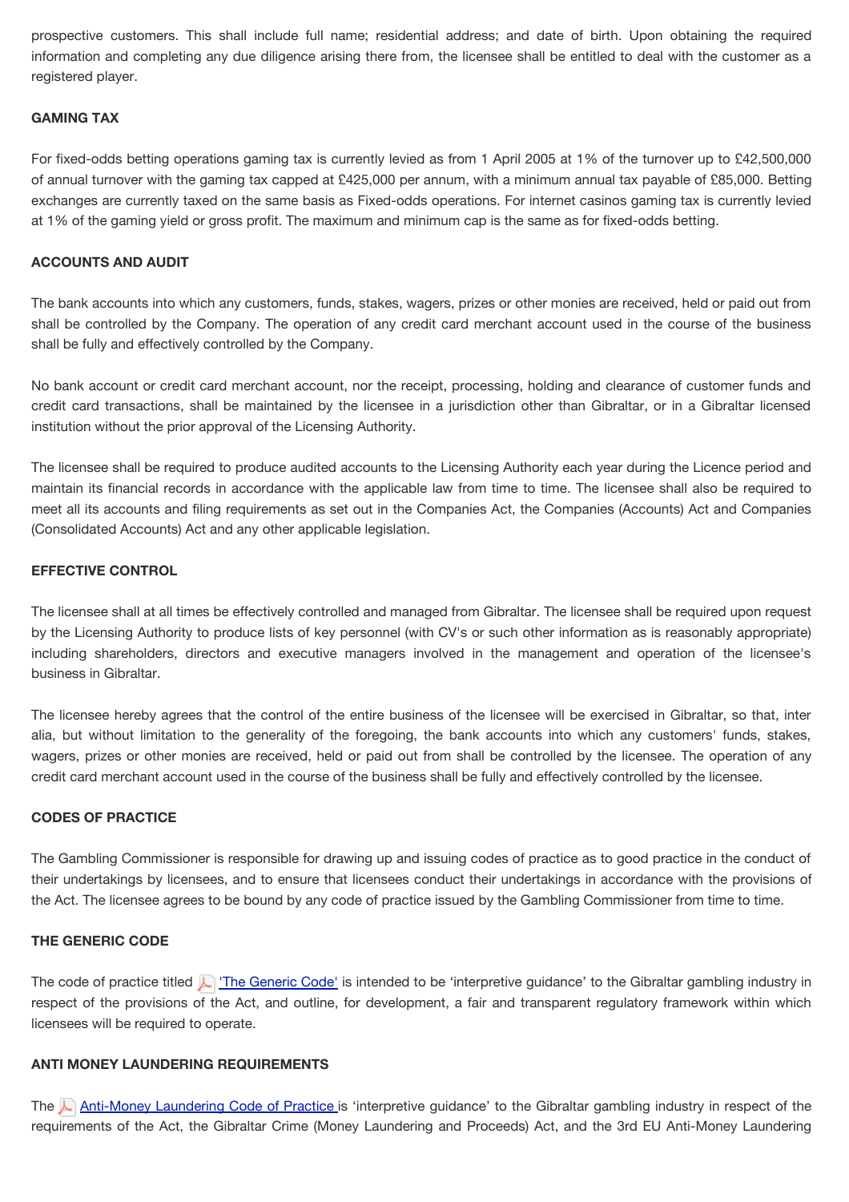prospective customers. This shall include full name; residential address; and date of birth. Upon obtaining the required information and completing any due diligence arising there from, the licensee shall be entitled to deal with the customer as a registered player.

**GAMING TAX**

For fixed-odds betting operations gaming tax is currently levied as from 1 April 2005 at 1% of the turnover up to £42,500,000 of annual turnover with the gaming tax capped at £425,000 per annum, with a minimum annual tax payable of £85,000. Betting exchanges are currently taxed on the same basis as Fixed-odds operations. For internet casinos gaming tax is currently levied at 1% of the gaming yield or gross profit. The maximum and minimum cap is the same as for fixed-odds betting.

**ACCOUNTS AND AUDIT**

The bank accounts into which any customers, funds, stakes, wagers, prizes or other monies are received, held or paid out from shall be controlled by the Company. The operation of any credit card merchant account used in the course of the business shall be fully and effectively controlled by the Company.

No bank account or credit card merchant account, nor the receipt, processing, holding and clearance of customer funds and credit card transactions, shall be maintained by the licensee in a jurisdiction other than Gibraltar, or in a Gibraltar licensed institution without the prior approval of the Licensing Authority.

The licensee shall be required to produce audited accounts to the Licensing Authority each year during the Licence period and maintain its financial records in accordance with the applicable law from time to time. The licensee shall also be required to meet all its accounts and filing requirements as set out in the Companies Act, the Companies (Accounts) Act and Companies (Consolidated Accounts) Act and any other applicable legislation.

**EFFECTIVE CONTROL**

The licensee shall at all times be effectively controlled and managed from Gibraltar. The licensee shall be required upon request by the Licensing Authority to produce lists of key personnel (with CV's or such other information as is reasonably appropriate) including shareholders, directors and executive managers involved in the management and operation of the licensee's business in Gibraltar.

The licensee hereby agrees that the control of the entire business of the licensee will be exercised in Gibraltar, so that, inter alia, but without limitation to the generality of the foregoing, the bank accounts into which any customers' funds, stakes, wagers, prizes or other monies are received, held or paid out from shall be controlled by the licensee. The operation of any credit card merchant account used in the course of the business shall be fully and effectively controlled by the licensee.

**CODES OF PRACTICE**

The Gambling Commissioner is responsible for drawing up and issuing codes of practice as to good practice in the conduct of their undertakings by licensees, and to ensure that licensees conduct their undertakings in accordance with the provisions of the Act. The licensee agrees to be bound by any code of practice issued by the Gambling Commissioner from time to time.

**THE GENERIC CODE**

The code of practice titled 'The Generic Code' is intended to be 'interpretive guidance' to the Gibraltar gambling industry in respect of the provisions of the Act, and outline, for development, a fair and transparent regulatory framework within which licensees will be required to operate.

**ANTI MONEY LAUNDERING REQUIREMENTS**

The Anti-Money Laundering Code of Practice is 'interpretive guidance' to the Gibraltar gambling industry in respect of the requirements of the Act, the Gibraltar Crime (Money Laundering and Proceeds) Act, and the 3rd EU Anti-Money Laundering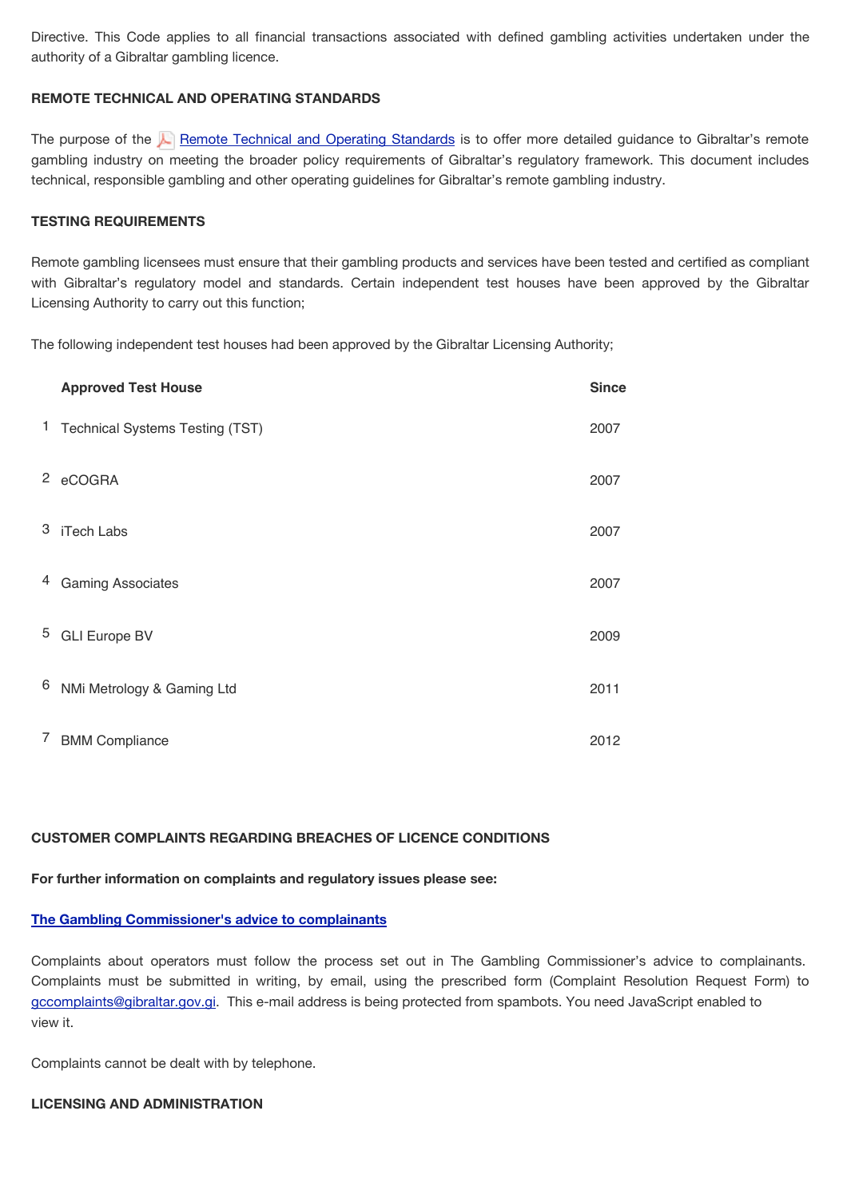Directive. This Code applies to all financial transactions associated with defined gambling activities undertaken under the authority of a Gibraltar gambling licence.

**REMOTE TECHNICAL AND OPERATING STANDARDS**

The purpose of the Remote Technical and Operating Standards is to offer more detailed guidance to Gibraltar's remote gambling industry on meeting the broader policy requirements of Gibraltar's regulatory framework. This document includes technical, responsible gambling and other operating guidelines for Gibraltar's remote gambling industry.

**TESTING REQUIREMENTS**

Remote gambling licensees must ensure that their gambling products and services have been tested and certified as compliant with Gibraltar's regulatory model and standards. Certain independent test houses have been approved by the Gibraltar Licensing Authority to carry out this function;

The following independent test houses had been approved by the Gibraltar Licensing Authority;

| | Approved Test House | Since |
|---|---|---|
| 1 | Technical Systems Testing (TST) | 2007 |
| 2 | eCOGRA | 2007 |
| 3 | iTech Labs | 2007 |
| 4 | Gaming Associates | 2007 |
| 5 | GLI Europe BV | 2009 |
| 6 | NMi Metrology & Gaming Ltd | 2011 |
| 7 | BMM Compliance | 2012 |

**CUSTOMER COMPLAINTS REGARDING BREACHES OF LICENCE CONDITIONS**

**For further information on complaints and regulatory issues please see:**

**The Gambling Commissioner's advice to complainants**

Complaints about operators must follow the process set out in The Gambling Commissioner's advice to complainants. Complaints must be submitted in writing, by email, using the prescribed form (Complaint Resolution Request Form) to gccomplaints@gibraltar.gov.gi. This e-mail address is being protected from spambots. You need JavaScript enabled to view it.

Complaints cannot be dealt with by telephone.

**LICENSING AND ADMINISTRATION**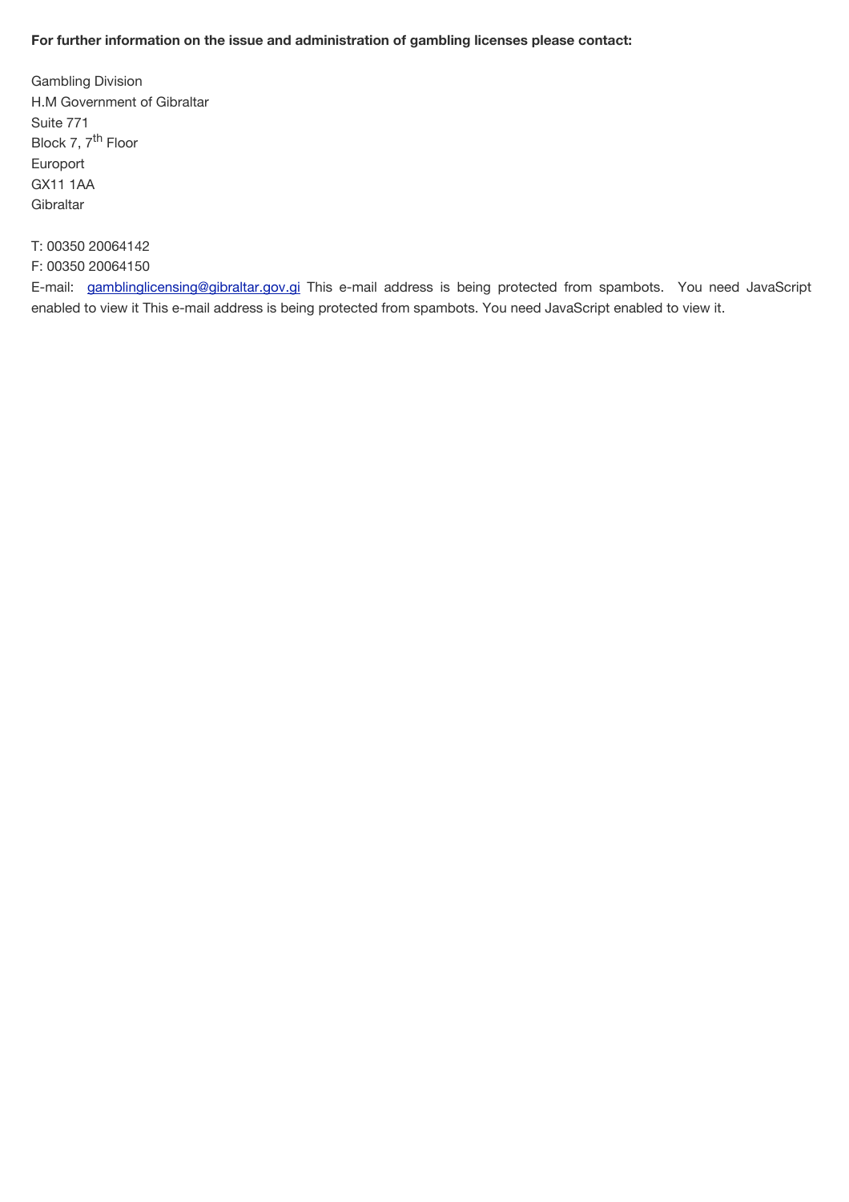**For further information on the issue and administration of gambling licenses please contact:**

Gambling Division
H.M Government of Gibraltar
Suite 771
Block 7, 7th Floor
Europort
GX11 1AA
Gibraltar

T: 00350 20064142
F: 00350 20064150
E-mail: gamblinglicensing@gibraltar.gov.gi This e-mail address is being protected from spambots. You need JavaScript enabled to view it This e-mail address is being protected from spambots. You need JavaScript enabled to view it.